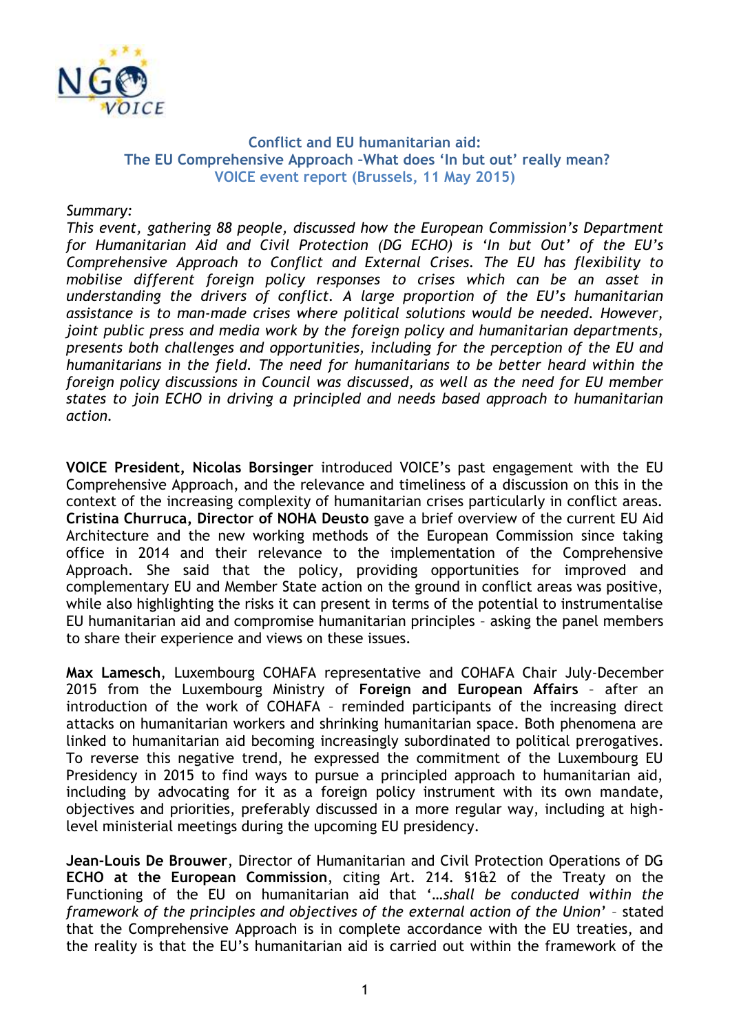**Conflict and EU humanitarian aid:**
**The EU Comprehensive Approach –What does 'In but out' really mean?**
**VOICE event report (Brussels, 11 May 2015)**

*Summary:*
*This event, gathering 88 people, discussed how the European Commission's Department for Humanitarian Aid and Civil Protection (DG ECHO) is 'In but Out' of the EU's Comprehensive Approach to Conflict and External Crises. The EU has flexibility to mobilise different foreign policy responses to crises which can be an asset in understanding the drivers of conflict. A large proportion of the EU's humanitarian assistance is to man-made crises where political solutions would be needed. However, joint public press and media work by the foreign policy and humanitarian departments, presents both challenges and opportunities, including for the perception of the EU and humanitarians in the field. The need for humanitarians to be better heard within the foreign policy discussions in Council was discussed, as well as the need for EU member states to join ECHO in driving a principled and needs based approach to humanitarian action.*

**VOICE President, Nicolas Borsinger** introduced VOICE's past engagement with the EU Comprehensive Approach, and the relevance and timeliness of a discussion on this in the context of the increasing complexity of humanitarian crises particularly in conflict areas. **Cristina Churruca, Director of NOHA Deusto** gave a brief overview of the current EU Aid Architecture and the new working methods of the European Commission since taking office in 2014 and their relevance to the implementation of the Comprehensive Approach. She said that the policy, providing opportunities for improved and complementary EU and Member State action on the ground in conflict areas was positive, while also highlighting the risks it can present in terms of the potential to instrumentalise EU humanitarian aid and compromise humanitarian principles – asking the panel members to share their experience and views on these issues.

**Max Lamesch**, Luxembourg COHAFA representative and COHAFA Chair July-December 2015 from the Luxembourg Ministry of **Foreign and European Affairs** – after an introduction of the work of COHAFA – reminded participants of the increasing direct attacks on humanitarian workers and shrinking humanitarian space. Both phenomena are linked to humanitarian aid becoming increasingly subordinated to political prerogatives. To reverse this negative trend, he expressed the commitment of the Luxembourg EU Presidency in 2015 to find ways to pursue a principled approach to humanitarian aid, including by advocating for it as a foreign policy instrument with its own mandate, objectives and priorities, preferably discussed in a more regular way, including at high-level ministerial meetings during the upcoming EU presidency.

**Jean-Louis De Brouwer**, Director of Humanitarian and Civil Protection Operations of DG **ECHO at the European Commission**, citing Art. 214. §1&2 of the Treaty on the Functioning of the EU on humanitarian aid that '*…shall be conducted within the framework of the principles and objectives of the external action of the Union*' – stated that the Comprehensive Approach is in complete accordance with the EU treaties, and the reality is that the EU's humanitarian aid is carried out within the framework of the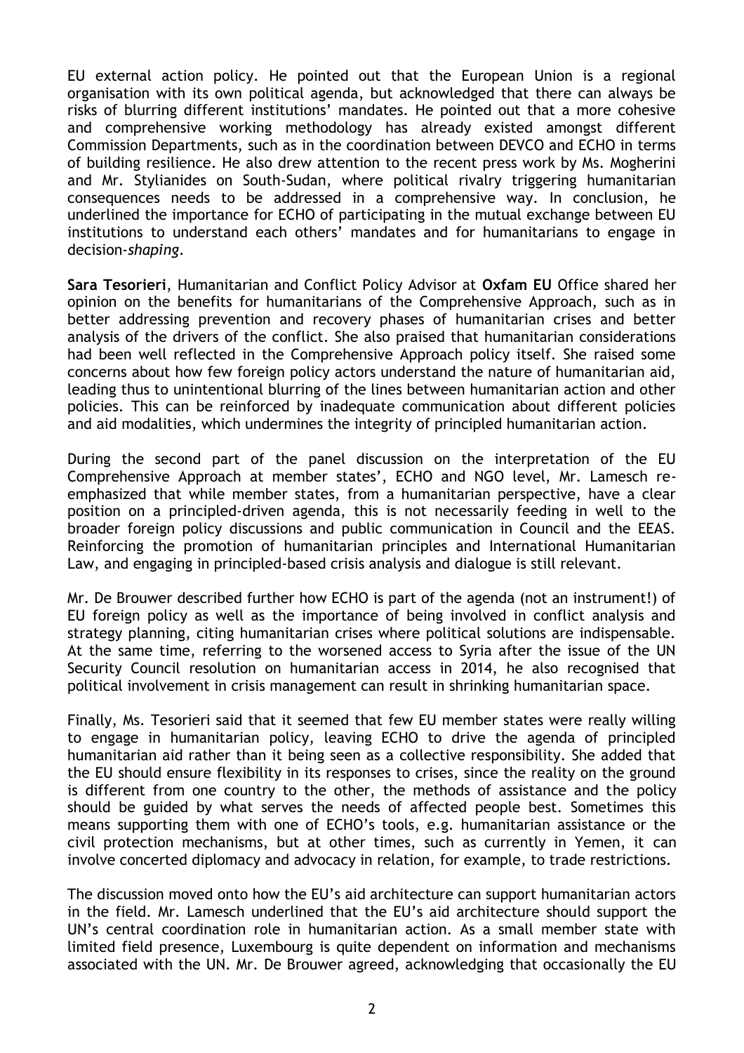EU external action policy. He pointed out that the European Union is a regional organisation with its own political agenda, but acknowledged that there can always be risks of blurring different institutions' mandates. He pointed out that a more cohesive and comprehensive working methodology has already existed amongst different Commission Departments, such as in the coordination between DEVCO and ECHO in terms of building resilience. He also drew attention to the recent press work by Ms. Mogherini and Mr. Stylianides on South-Sudan, where political rivalry triggering humanitarian consequences needs to be addressed in a comprehensive way. In conclusion, he underlined the importance for ECHO of participating in the mutual exchange between EU institutions to understand each others' mandates and for humanitarians to engage in decision-*shaping*.

**Sara Tesorieri**, Humanitarian and Conflict Policy Advisor at **Oxfam EU** Office shared her opinion on the benefits for humanitarians of the Comprehensive Approach, such as in better addressing prevention and recovery phases of humanitarian crises and better analysis of the drivers of the conflict. She also praised that humanitarian considerations had been well reflected in the Comprehensive Approach policy itself. She raised some concerns about how few foreign policy actors understand the nature of humanitarian aid, leading thus to unintentional blurring of the lines between humanitarian action and other policies. This can be reinforced by inadequate communication about different policies and aid modalities, which undermines the integrity of principled humanitarian action.

During the second part of the panel discussion on the interpretation of the EU Comprehensive Approach at member states', ECHO and NGO level, Mr. Lamesch re-emphasized that while member states, from a humanitarian perspective, have a clear position on a principled-driven agenda, this is not necessarily feeding in well to the broader foreign policy discussions and public communication in Council and the EEAS. Reinforcing the promotion of humanitarian principles and International Humanitarian Law, and engaging in principled-based crisis analysis and dialogue is still relevant.

Mr. De Brouwer described further how ECHO is part of the agenda (not an instrument!) of EU foreign policy as well as the importance of being involved in conflict analysis and strategy planning, citing humanitarian crises where political solutions are indispensable. At the same time, referring to the worsened access to Syria after the issue of the UN Security Council resolution on humanitarian access in 2014, he also recognised that political involvement in crisis management can result in shrinking humanitarian space.

Finally, Ms. Tesorieri said that it seemed that few EU member states were really willing to engage in humanitarian policy, leaving ECHO to drive the agenda of principled humanitarian aid rather than it being seen as a collective responsibility. She added that the EU should ensure flexibility in its responses to crises, since the reality on the ground is different from one country to the other, the methods of assistance and the policy should be guided by what serves the needs of affected people best. Sometimes this means supporting them with one of ECHO's tools, e.g. humanitarian assistance or the civil protection mechanisms, but at other times, such as currently in Yemen, it can involve concerted diplomacy and advocacy in relation, for example, to trade restrictions.

The discussion moved onto how the EU's aid architecture can support humanitarian actors in the field. Mr. Lamesch underlined that the EU's aid architecture should support the UN's central coordination role in humanitarian action. As a small member state with limited field presence, Luxembourg is quite dependent on information and mechanisms associated with the UN. Mr. De Brouwer agreed, acknowledging that occasionally the EU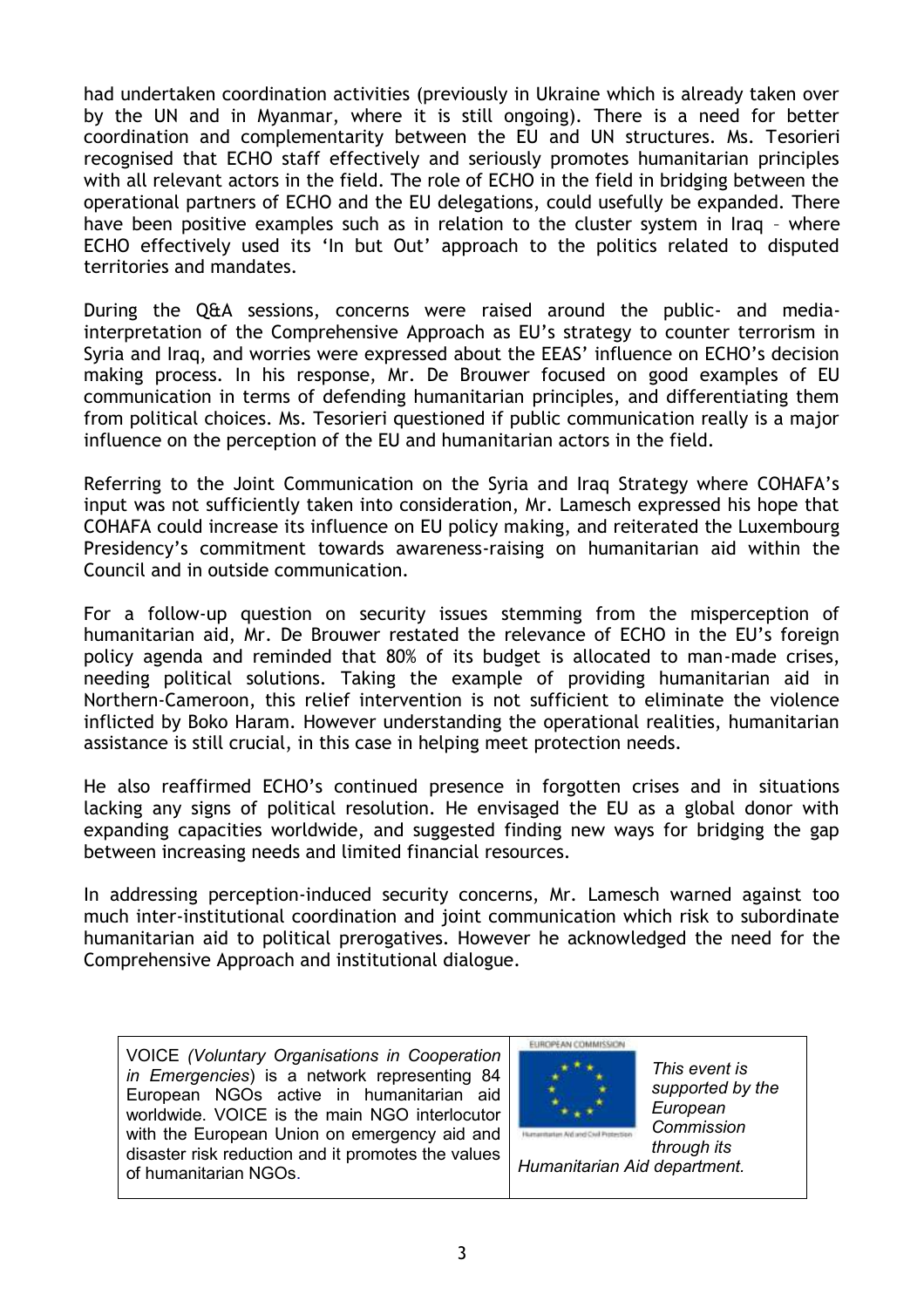had undertaken coordination activities (previously in Ukraine which is already taken over by the UN and in Myanmar, where it is still ongoing). There is a need for better coordination and complementarity between the EU and UN structures. Ms. Tesorieri recognised that ECHO staff effectively and seriously promotes humanitarian principles with all relevant actors in the field. The role of ECHO in the field in bridging between the operational partners of ECHO and the EU delegations, could usefully be expanded. There have been positive examples such as in relation to the cluster system in Iraq – where ECHO effectively used its 'In but Out' approach to the politics related to disputed territories and mandates.

During the Q&A sessions, concerns were raised around the public- and media-interpretation of the Comprehensive Approach as EU's strategy to counter terrorism in Syria and Iraq, and worries were expressed about the EEAS' influence on ECHO's decision making process. In his response, Mr. De Brouwer focused on good examples of EU communication in terms of defending humanitarian principles, and differentiating them from political choices. Ms. Tesorieri questioned if public communication really is a major influence on the perception of the EU and humanitarian actors in the field.

Referring to the Joint Communication on the Syria and Iraq Strategy where COHAFA's input was not sufficiently taken into consideration, Mr. Lamesch expressed his hope that COHAFA could increase its influence on EU policy making, and reiterated the Luxembourg Presidency's commitment towards awareness-raising on humanitarian aid within the Council and in outside communication.

For a follow-up question on security issues stemming from the misperception of humanitarian aid, Mr. De Brouwer restated the relevance of ECHO in the EU's foreign policy agenda and reminded that 80% of its budget is allocated to man-made crises, needing political solutions. Taking the example of providing humanitarian aid in Northern-Cameroon, this relief intervention is not sufficient to eliminate the violence inflicted by Boko Haram. However understanding the operational realities, humanitarian assistance is still crucial, in this case in helping meet protection needs.

He also reaffirmed ECHO's continued presence in forgotten crises and in situations lacking any signs of political resolution. He envisaged the EU as a global donor with expanding capacities worldwide, and suggested finding new ways for bridging the gap between increasing needs and limited financial resources.

In addressing perception-induced security concerns, Mr. Lamesch warned against too much inter-institutional coordination and joint communication which risk to subordinate humanitarian aid to political prerogatives. However he acknowledged the need for the Comprehensive Approach and institutional dialogue.

| | |
|---|---|
| VOICE *(Voluntary Organisations in Cooperation in Emergencies*) is a network representing 84 European NGOs active in humanitarian aid worldwide. VOICE is the main NGO interlocutor with the European Union on emergency aid and disaster risk reduction and it promotes the values of humanitarian NGOs. | EUROPEAN COMMISSION Humanitarian Aid and Civil Protection *This event is supported by the European Commission through its Humanitarian Aid department.* |